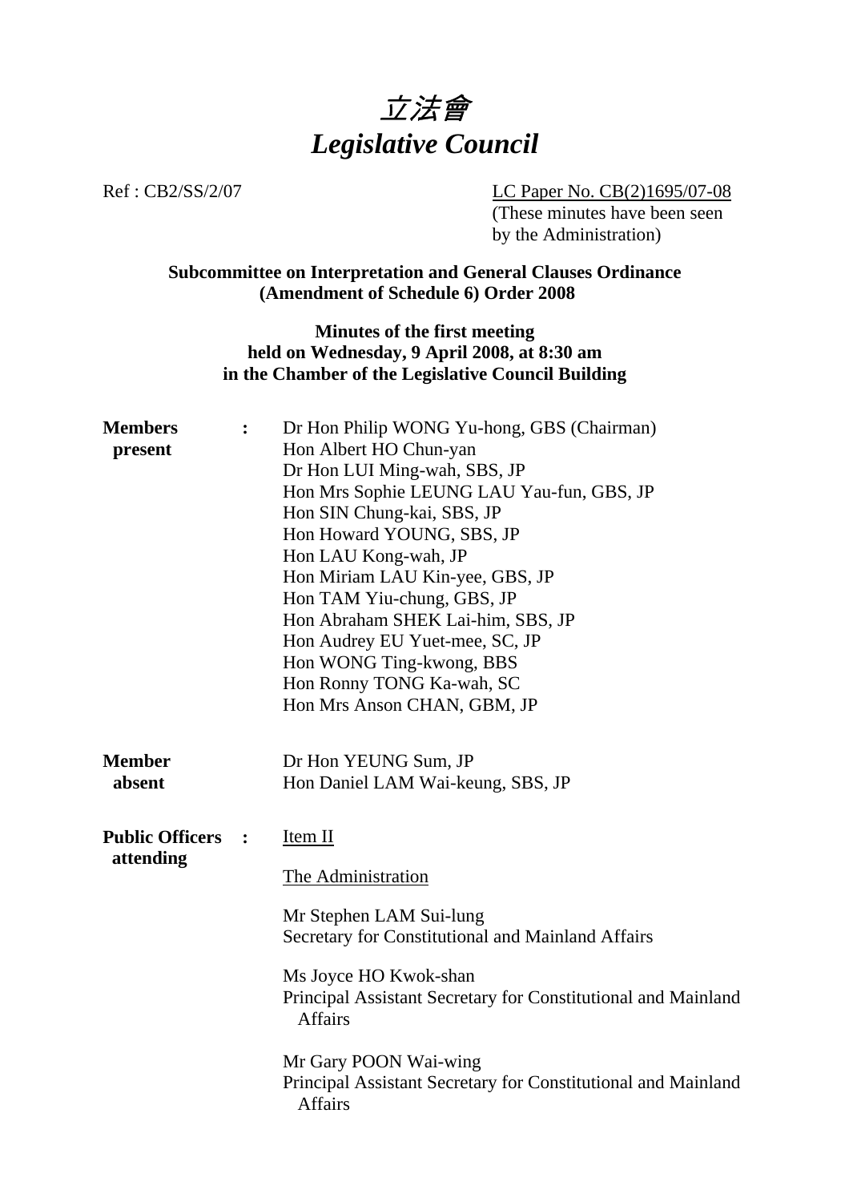# 立法會
# *Legislative Council*

Ref : CB2/SS/2/07

LC Paper No. CB(2)1695/07-08
(These minutes have been seen by the Administration)

**Subcommittee on Interpretation and General Clauses Ordinance (Amendment of Schedule 6) Order 2008**

**Minutes of the first meeting held on Wednesday, 9 April 2008, at 8:30 am in the Chamber of the Legislative Council Building**

**Members present :**

Dr Hon Philip WONG Yu-hong, GBS (Chairman)
Hon Albert HO Chun-yan
Dr Hon LUI Ming-wah, SBS, JP
Hon Mrs Sophie LEUNG LAU Yau-fun, GBS, JP
Hon SIN Chung-kai, SBS, JP
Hon Howard YOUNG, SBS, JP
Hon LAU Kong-wah, JP
Hon Miriam LAU Kin-yee, GBS, JP
Hon TAM Yiu-chung, GBS, JP
Hon Abraham SHEK Lai-him, SBS, JP
Hon Audrey EU Yuet-mee, SC, JP
Hon WONG Ting-kwong, BBS
Hon Ronny TONG Ka-wah, SC
Hon Mrs Anson CHAN, GBM, JP

**Member absent**

Dr Hon YEUNG Sum, JP
Hon Daniel LAM Wai-keung, SBS, JP

**Public Officers attending :**

Item II

The Administration

Mr Stephen LAM Sui-lung
Secretary for Constitutional and Mainland Affairs

Ms Joyce HO Kwok-shan
Principal Assistant Secretary for Constitutional and Mainland Affairs

Mr Gary POON Wai-wing
Principal Assistant Secretary for Constitutional and Mainland Affairs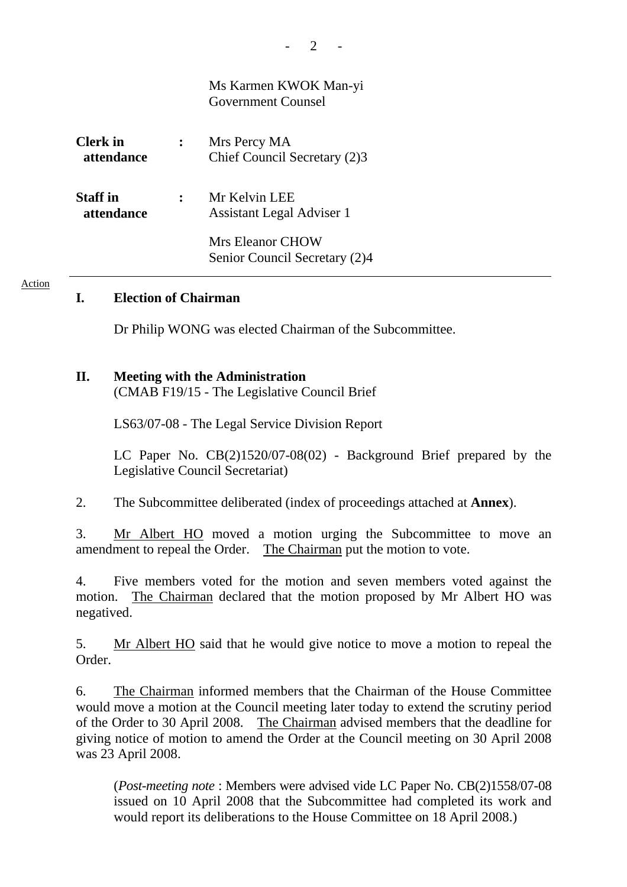Ms Karmen KWOK Man-yi
Government Counsel

| | | |
|---|---|---|
| **Clerk in attendance** | **:** | Mrs Percy MA<br>Chief Council Secretary (2)3 |
| **Staff in attendance** | **:** | Mr Kelvin LEE<br>Assistant Legal Adviser 1<br><br>Mrs Eleanor CHOW<br>Senior Council Secretary (2)4 |

---

Action

## I. Election of Chairman

Dr Philip WONG was elected Chairman of the Subcommittee.

## II. Meeting with the Administration

(CMAB F19/15 - The Legislative Council Brief

LS63/07-08 - The Legal Service Division Report

LC Paper No. CB(2)1520/07-08(02) - Background Brief prepared by the Legislative Council Secretariat)

2. The Subcommittee deliberated (index of proceedings attached at **Annex**).

3. Mr Albert HO moved a motion urging the Subcommittee to move an amendment to repeal the Order. The Chairman put the motion to vote.

4. Five members voted for the motion and seven members voted against the motion. The Chairman declared that the motion proposed by Mr Albert HO was negatived.

5. Mr Albert HO said that he would give notice to move a motion to repeal the Order.

6. The Chairman informed members that the Chairman of the House Committee would move a motion at the Council meeting later today to extend the scrutiny period of the Order to 30 April 2008. The Chairman advised members that the deadline for giving notice of motion to amend the Order at the Council meeting on 30 April 2008 was 23 April 2008.

(*Post-meeting note* : Members were advised vide LC Paper No. CB(2)1558/07-08 issued on 10 April 2008 that the Subcommittee had completed its work and would report its deliberations to the House Committee on 18 April 2008.)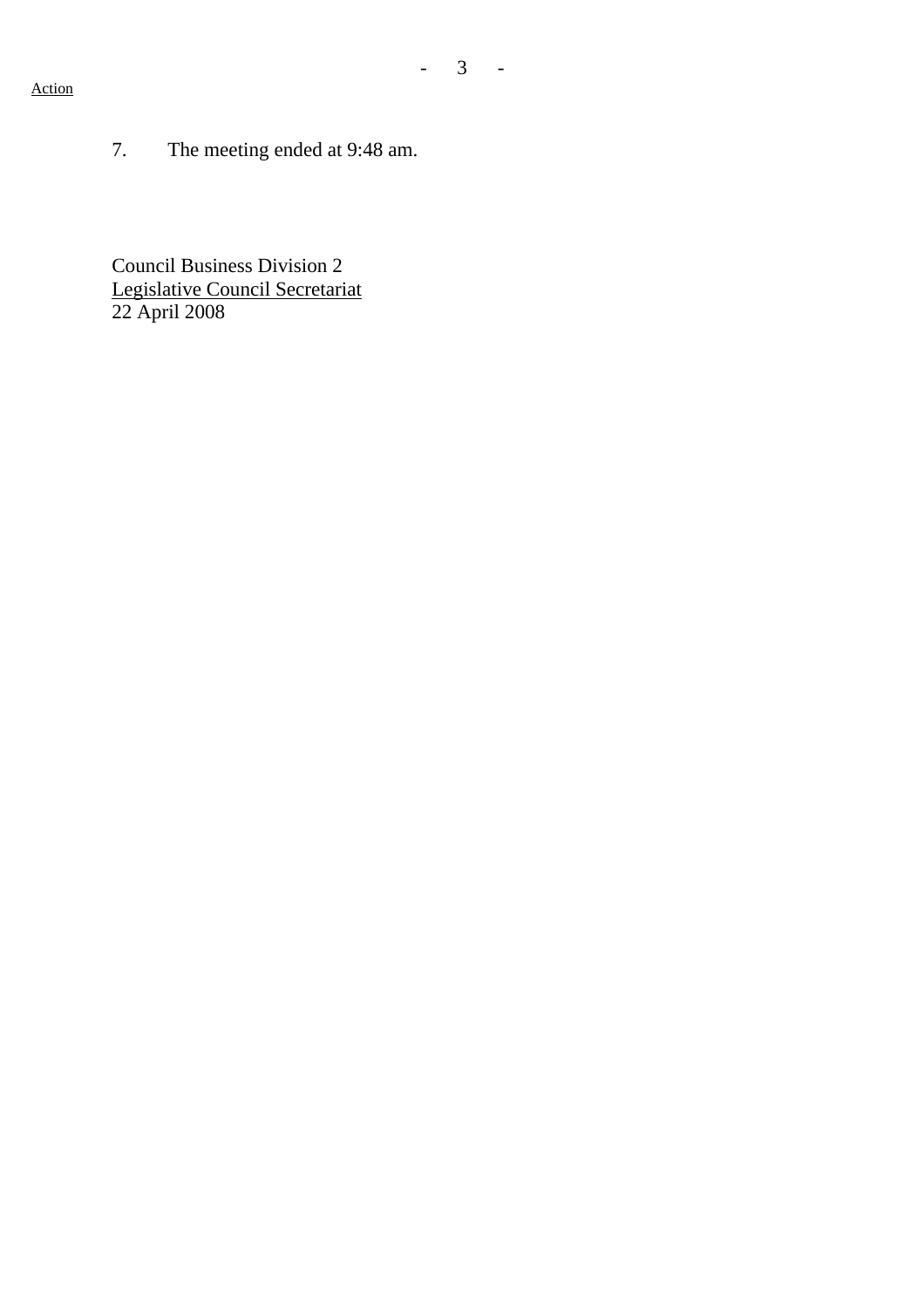Action

7. The meeting ended at 9:48 am.

Council Business Division 2
Legislative Council Secretariat
22 April 2008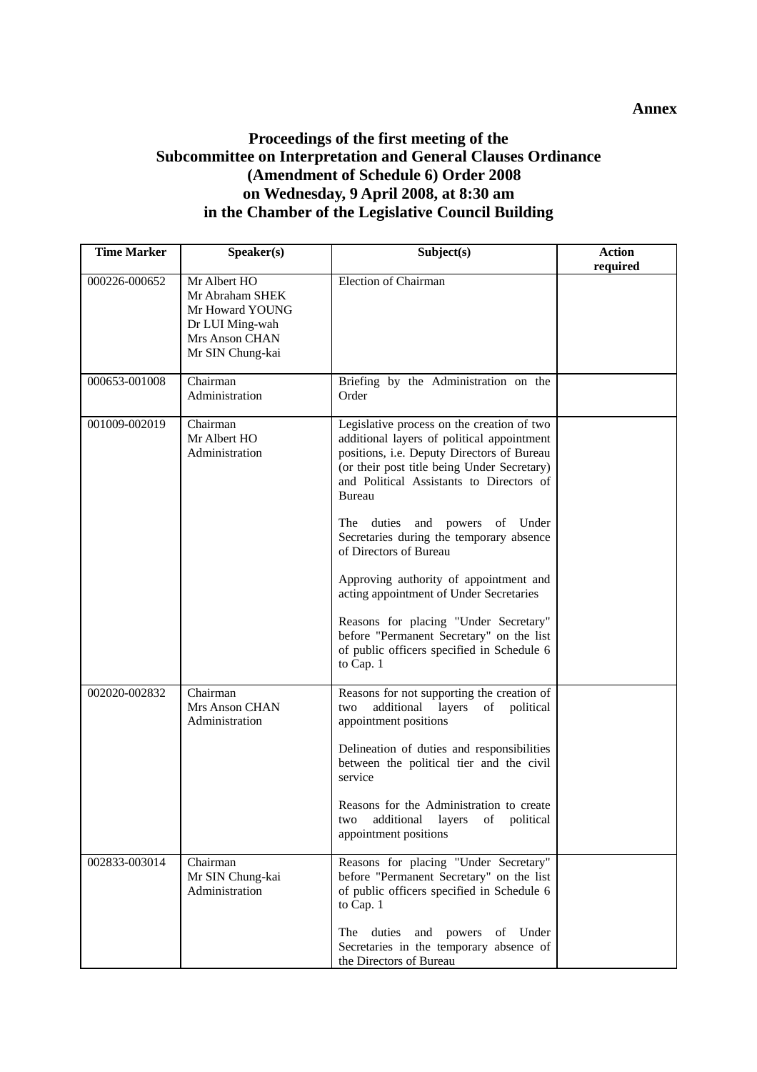**Annex**

# Proceedings of the first meeting of the Subcommittee on Interpretation and General Clauses Ordinance (Amendment of Schedule 6) Order 2008 on Wednesday, 9 April 2008, at 8:30 am in the Chamber of the Legislative Council Building

| Time Marker | Speaker(s) | Subject(s) | Action required |
|---|---|---|---|
| 000226-000652 | Mr Albert HO<br>Mr Abraham SHEK<br>Mr Howard YOUNG<br>Dr LUI Ming-wah<br>Mrs Anson CHAN<br>Mr SIN Chung-kai | Election of Chairman | |
| 000653-001008 | Chairman<br>Administration | Briefing by the Administration on the Order | |
| 001009-002019 | Chairman<br>Mr Albert HO<br>Administration | Legislative process on the creation of two additional layers of political appointment positions, i.e. Deputy Directors of Bureau (or their post title being Under Secretary) and Political Assistants to Directors of Bureau<br><br>The duties and powers of Under Secretaries during the temporary absence of Directors of Bureau<br><br>Approving authority of appointment and acting appointment of Under Secretaries<br><br>Reasons for placing "Under Secretary" before "Permanent Secretary" on the list of public officers specified in Schedule 6 to Cap. 1 | |
| 002020-002832 | Chairman<br>Mrs Anson CHAN<br>Administration | Reasons for not supporting the creation of two additional layers of political appointment positions<br><br>Delineation of duties and responsibilities between the political tier and the civil service<br><br>Reasons for the Administration to create two additional layers of political appointment positions | |
| 002833-003014 | Chairman<br>Mr SIN Chung-kai<br>Administration | Reasons for placing "Under Secretary" before "Permanent Secretary" on the list of public officers specified in Schedule 6 to Cap. 1<br><br>The duties and powers of Under Secretaries in the temporary absence of the Directors of Bureau | |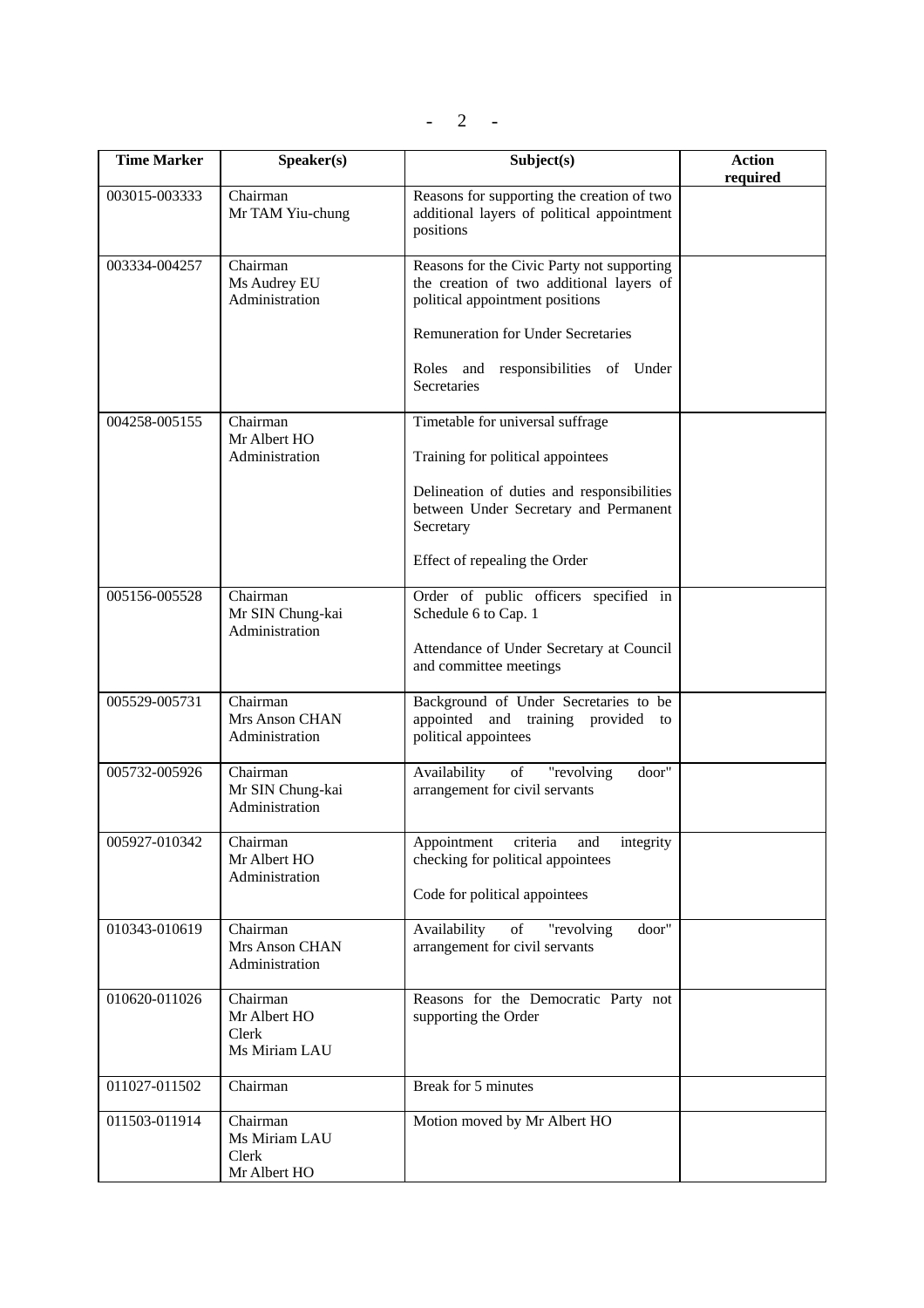| Time Marker | Speaker(s) | Subject(s) | Action required |
|---|---|---|---|
| 003015-003333 | Chairman<br>Mr TAM Yiu-chung | Reasons for supporting the creation of two additional layers of political appointment positions | |
| 003334-004257 | Chairman<br>Ms Audrey EU<br>Administration | Reasons for the Civic Party not supporting the creation of two additional layers of political appointment positions<br><br>Remuneration for Under Secretaries<br><br>Roles and responsibilities of Under Secretaries | |
| 004258-005155 | Chairman<br>Mr Albert HO<br>Administration | Timetable for universal suffrage<br><br>Training for political appointees<br><br>Delineation of duties and responsibilities between Under Secretary and Permanent Secretary<br><br>Effect of repealing the Order | |
| 005156-005528 | Chairman<br>Mr SIN Chung-kai<br>Administration | Order of public officers specified in Schedule 6 to Cap. 1<br><br>Attendance of Under Secretary at Council and committee meetings | |
| 005529-005731 | Chairman<br>Mrs Anson CHAN<br>Administration | Background of Under Secretaries to be appointed and training provided to political appointees | |
| 005732-005926 | Chairman<br>Mr SIN Chung-kai<br>Administration | Availability of "revolving door" arrangement for civil servants | |
| 005927-010342 | Chairman<br>Mr Albert HO<br>Administration | Appointment criteria and integrity checking for political appointees<br><br>Code for political appointees | |
| 010343-010619 | Chairman<br>Mrs Anson CHAN<br>Administration | Availability of "revolving door" arrangement for civil servants | |
| 010620-011026 | Chairman<br>Mr Albert HO<br>Clerk<br>Ms Miriam LAU | Reasons for the Democratic Party not supporting the Order | |
| 011027-011502 | Chairman | Break for 5 minutes | |
| 011503-011914 | Chairman<br>Ms Miriam LAU<br>Clerk<br>Mr Albert HO | Motion moved by Mr Albert HO | |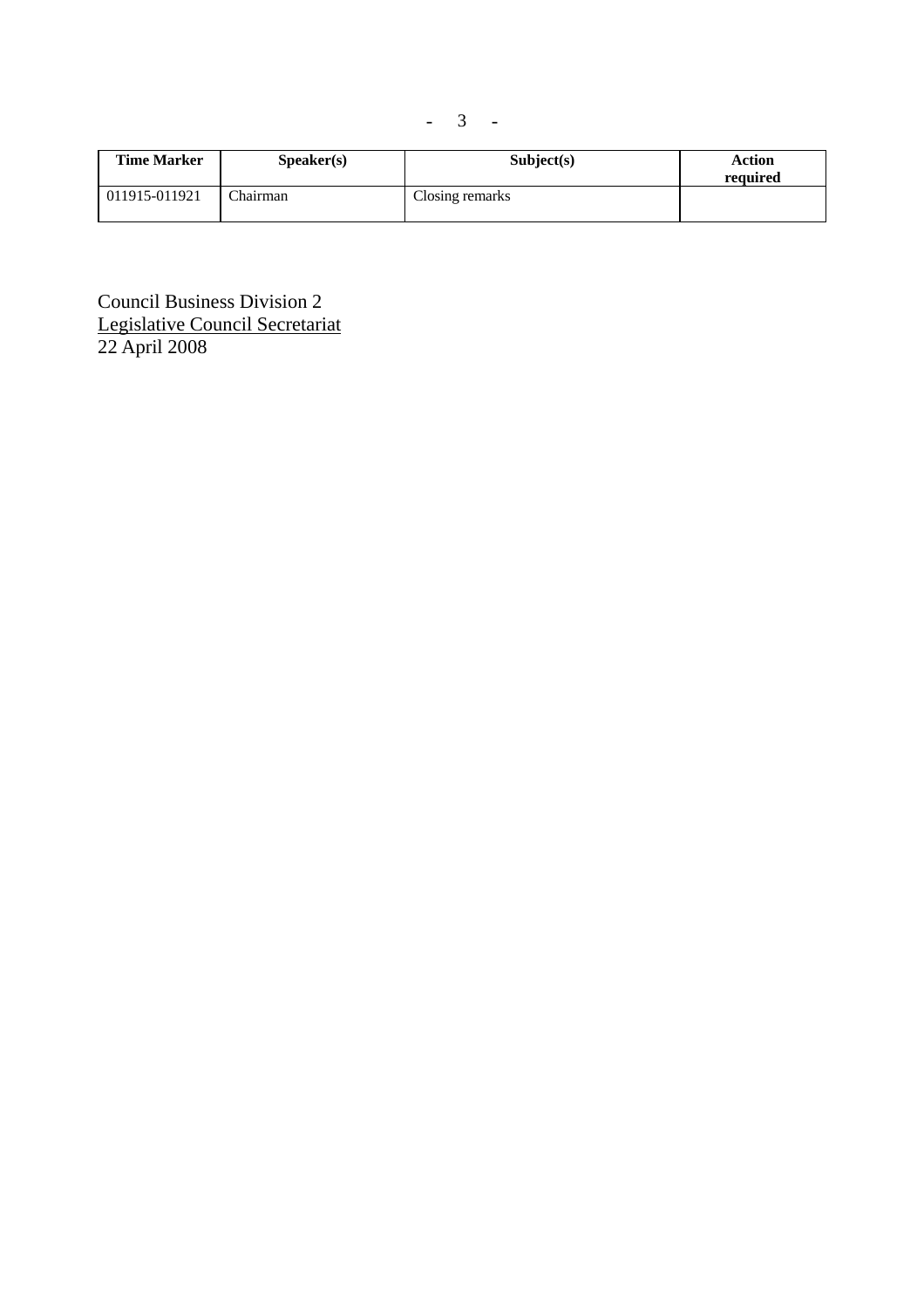| Time Marker | Speaker(s) | Subject(s) | Action required |
|---|---|---|---|
| 011915-011921 | Chairman | Closing remarks | |

Council Business Division 2
Legislative Council Secretariat
22 April 2008